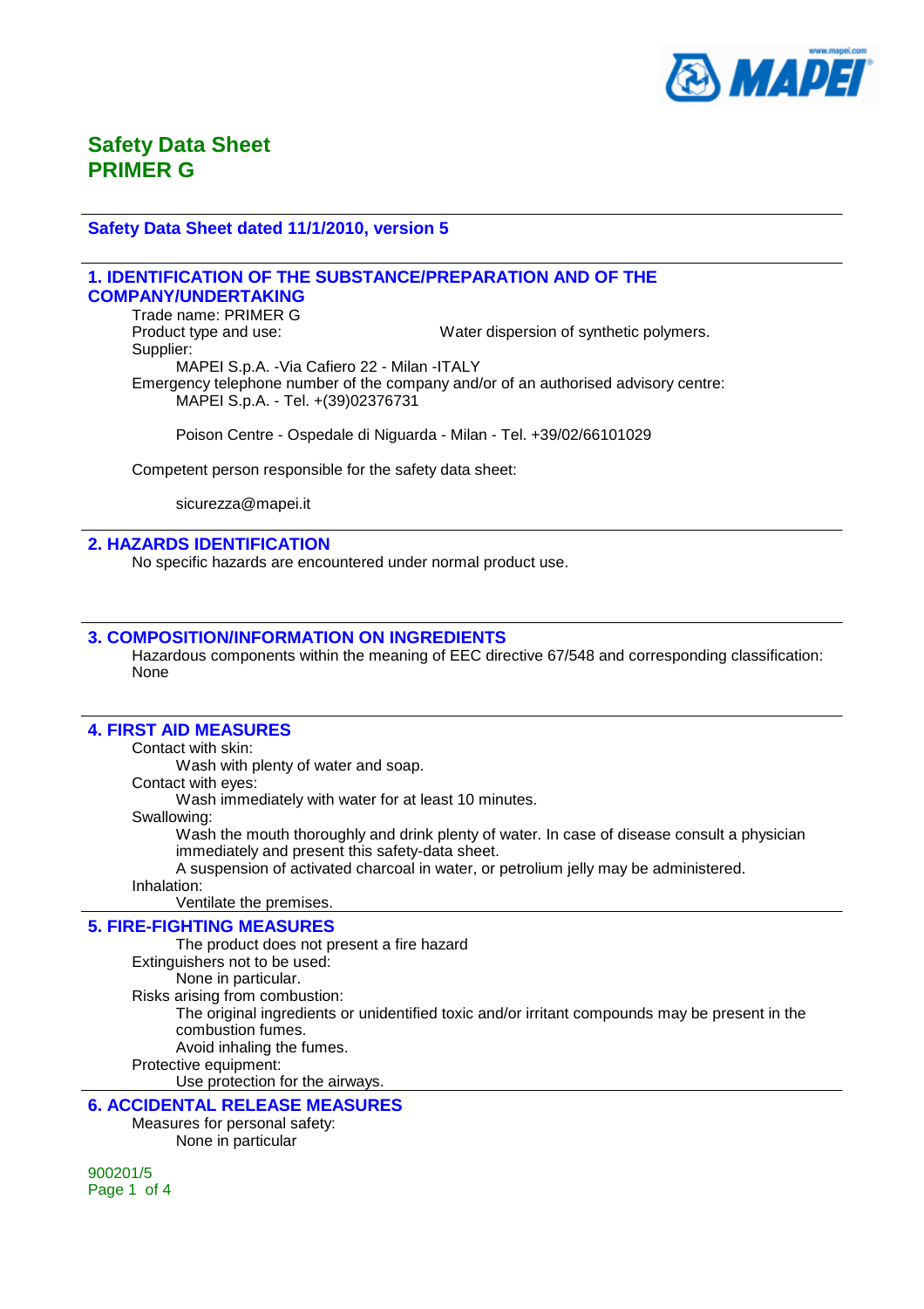# Safety Data Sheet
# PRIMER G

## Safety Data Sheet dated 11/1/2010, version 5

## 1. IDENTIFICATION OF THE SUBSTANCE/PREPARATION AND OF THE COMPANY/UNDERTAKING

Trade name: PRIMER G

Product type and use: Water dispersion of synthetic polymers.

Supplier:

MAPEI S.p.A. -Via Cafiero 22 - Milan -ITALY

Emergency telephone number of the company and/or of an authorised advisory centre:

MAPEI S.p.A. - Tel. +(39)02376731

Poison Centre - Ospedale di Niguarda - Milan - Tel. +39/02/66101029

Competent person responsible for the safety data sheet:

sicurezza@mapei.it

## 2. HAZARDS IDENTIFICATION

No specific hazards are encountered under normal product use.

## 3. COMPOSITION/INFORMATION ON INGREDIENTS

Hazardous components within the meaning of EEC directive 67/548 and corresponding classification:
None

## 4. FIRST AID MEASURES

Contact with skin:

Wash with plenty of water and soap.

Contact with eyes:

Wash immediately with water for at least 10 minutes.

Swallowing:

Wash the mouth thoroughly and drink plenty of water. In case of disease consult a physician immediately and present this safety-data sheet.

A suspension of activated charcoal in water, or petrolium jelly may be administered.

Inhalation:

Ventilate the premises.

## 5. FIRE-FIGHTING MEASURES

The product does not present a fire hazard

Extinguishers not to be used:

None in particular.

Risks arising from combustion:

The original ingredients or unidentified toxic and/or irritant compounds may be present in the combustion fumes.

Avoid inhaling the fumes.

Protective equipment:

Use protection for the airways.

## 6. ACCIDENTAL RELEASE MEASURES

Measures for personal safety:

None in particular

900201/5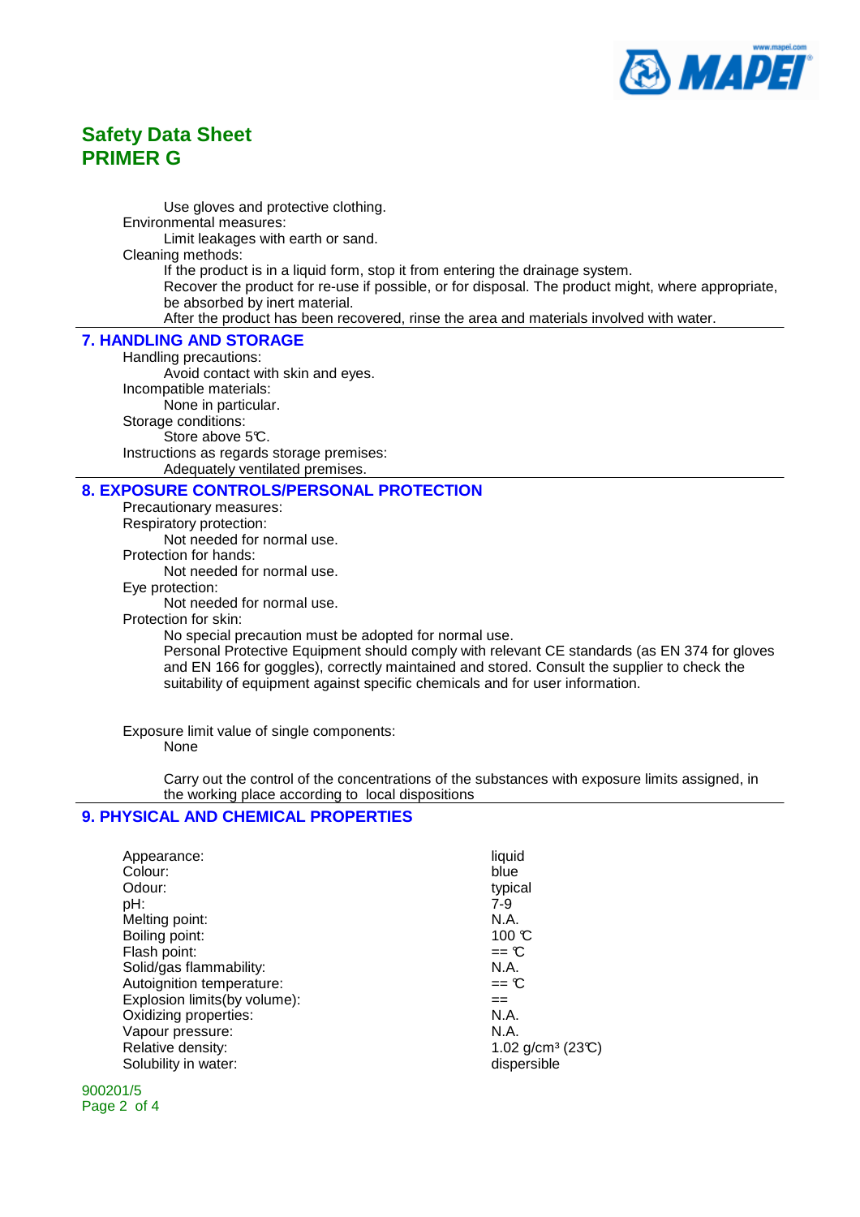Use gloves and protective clothing.

Environmental measures:

Limit leakages with earth or sand.

Cleaning methods:

If the product is in a liquid form, stop it from entering the drainage system.
Recover the product for re-use if possible, or for disposal. The product might, where appropriate, be absorbed by inert material.
After the product has been recovered, rinse the area and materials involved with water.

## 7. HANDLING AND STORAGE

Handling precautions:

Avoid contact with skin and eyes.

Incompatible materials:

None in particular.

Storage conditions:

Store above 5℃.

Instructions as regards storage premises:

Adequately ventilated premises.

## 8. EXPOSURE CONTROLS/PERSONAL PROTECTION

Precautionary measures:

Respiratory protection:

Not needed for normal use.

Protection for hands:

Not needed for normal use.

Eye protection:

Not needed for normal use.

Protection for skin:

No special precaution must be adopted for normal use.
Personal Protective Equipment should comply with relevant CE standards (as EN 374 for gloves and EN 166 for goggles), correctly maintained and stored. Consult the supplier to check the suitability of equipment against specific chemicals and for user information.

Exposure limit value of single components:

None

Carry out the control of the concentrations of the substances with exposure limits assigned, in the working place according to local dispositions

## 9. PHYSICAL AND CHEMICAL PROPERTIES

| | |
|---|---|
| Appearance: | liquid |
| Colour: | blue |
| Odour: | typical |
| pH: | 7-9 |
| Melting point: | N.A. |
| Boiling point: | 100 ℃ |
| Flash point: | == ℃ |
| Solid/gas flammability: | N.A. |
| Autoignition temperature: | == ℃ |
| Explosion limits(by volume): | == |
| Oxidizing properties: | N.A. |
| Vapour pressure: | N.A. |
| Relative density: | 1.02 g/cm³ (23℃) |
| Solubility in water: | dispersible |

900201/5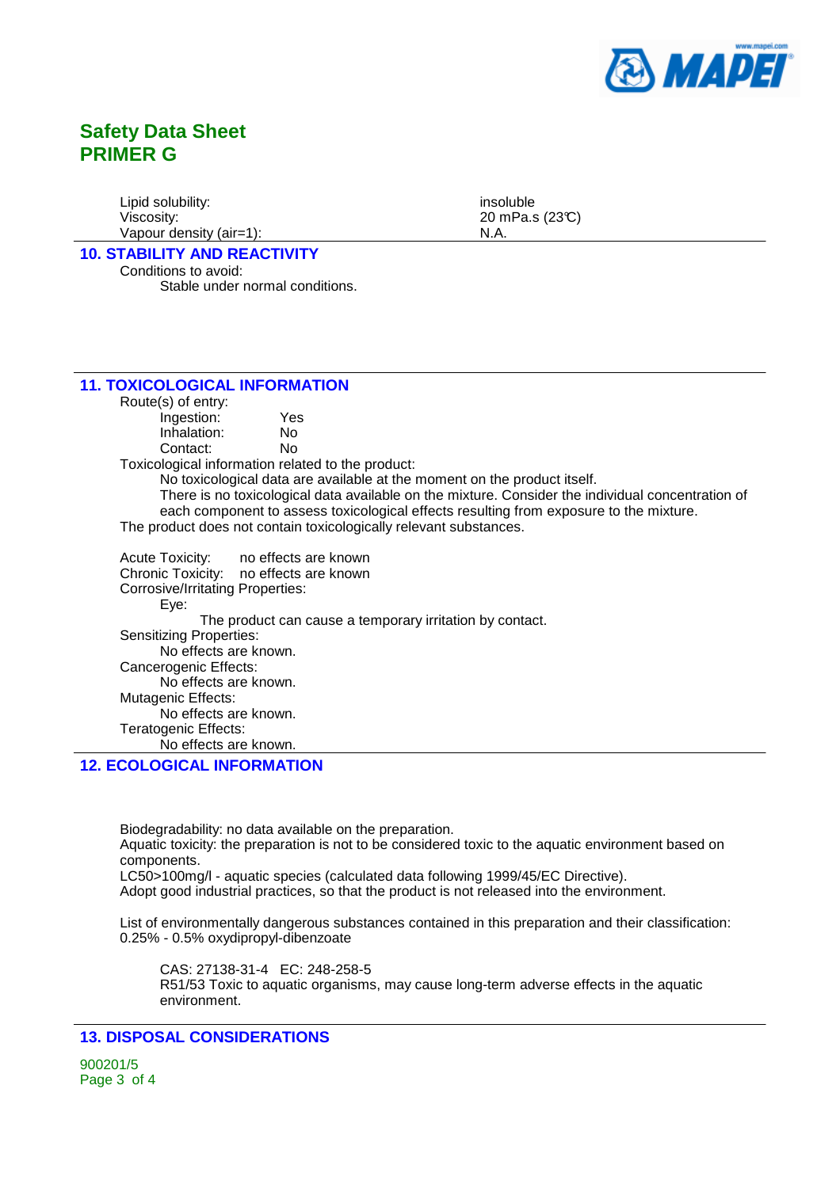| | |
|---|---|
| Lipid solubility: | insoluble |
| Viscosity: | 20 mPa.s (23°C) |
| Vapour density (air=1): | N.A. |

## 10. STABILITY AND REACTIVITY

Conditions to avoid:

Stable under normal conditions.

## 11. TOXICOLOGICAL INFORMATION

Route(s) of entry:

| | |
|---|---|
| Ingestion: | Yes |
| Inhalation: | No |
| Contact: | No |

Toxicological information related to the product:

No toxicological data are available at the moment on the product itself.

There is no toxicological data available on the mixture. Consider the individual concentration of each component to assess toxicological effects resulting from exposure to the mixture.

The product does not contain toxicologically relevant substances.

Acute Toxicity: no effects are known

Chronic Toxicity: no effects are known

Corrosive/Irritating Properties:

Eye:

The product can cause a temporary irritation by contact.

Sensitizing Properties:

No effects are known.

Cancerogenic Effects:

No effects are known.

Mutagenic Effects:

No effects are known.

Teratogenic Effects:

No effects are known.

## 12. ECOLOGICAL INFORMATION

Biodegradability: no data available on the preparation.

Aquatic toxicity: the preparation is not to be considered toxic to the aquatic environment based on components.

LC50>100mg/l - aquatic species (calculated data following 1999/45/EC Directive).

Adopt good industrial practices, so that the product is not released into the environment.

List of environmentally dangerous substances contained in this preparation and their classification:

0.25% - 0.5% oxydipropyl-dibenzoate

CAS: 27138-31-4 EC: 248-258-5

R51/53 Toxic to aquatic organisms, may cause long-term adverse effects in the aquatic environment.

## 13. DISPOSAL CONSIDERATIONS

900201/5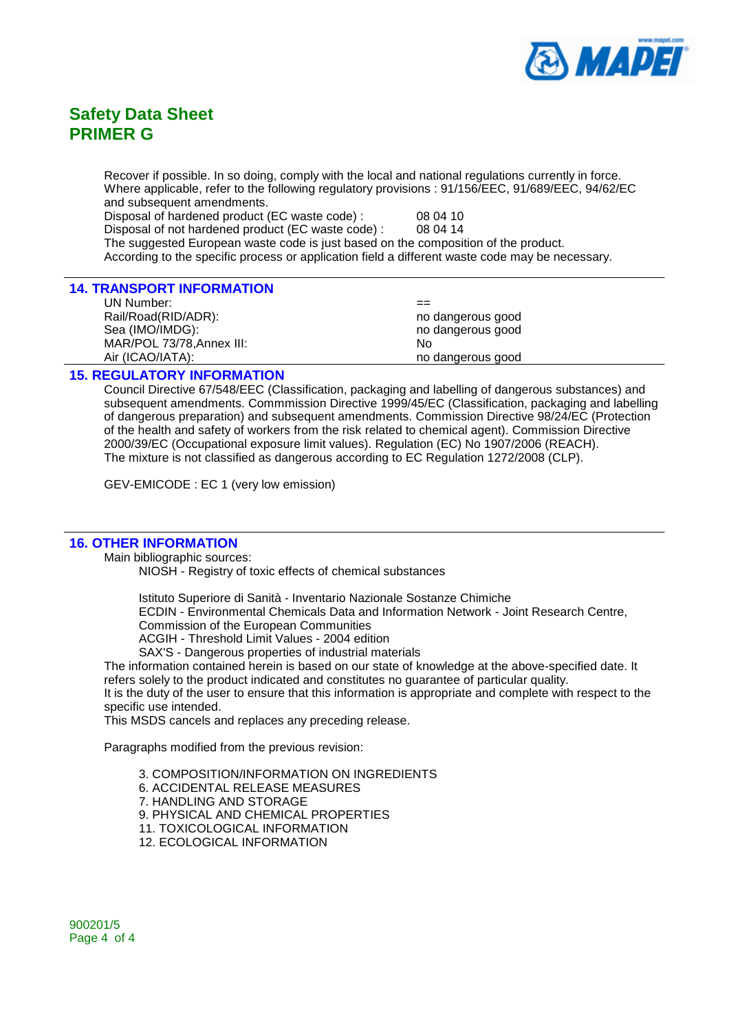Recover if possible. In so doing, comply with the local and national regulations currently in force. Where applicable, refer to the following regulatory provisions : 91/156/EEC, 91/689/EEC, 94/62/EC and subsequent amendments.

Disposal of hardened product (EC waste code) : 08 04 10

Disposal of not hardened product (EC waste code) : 08 04 14

The suggested European waste code is just based on the composition of the product.

According to the specific process or application field a different waste code may be necessary.

## 14. TRANSPORT INFORMATION

| | |
|---|---|
| UN Number: | == |
| Rail/Road(RID/ADR): | no dangerous good |
| Sea (IMO/IMDG): | no dangerous good |
| MAR/POL 73/78,Annex III: | No |
| Air (ICAO/IATA): | no dangerous good |

## 15. REGULATORY INFORMATION

Council Directive 67/548/EEC (Classification, packaging and labelling of dangerous substances) and subsequent amendments. Commmission Directive 1999/45/EC (Classification, packaging and labelling of dangerous preparation) and subsequent amendments. Commission Directive 98/24/EC (Protection of the health and safety of workers from the risk related to chemical agent). Commission Directive 2000/39/EC (Occupational exposure limit values). Regulation (EC) No 1907/2006 (REACH).
The mixture is not classified as dangerous according to EC Regulation 1272/2008 (CLP).

GEV-EMICODE : EC 1 (very low emission)

## 16. OTHER INFORMATION

Main bibliographic sources:

NIOSH - Registry of toxic effects of chemical substances

Istituto Superiore di Sanità - Inventario Nazionale Sostanze Chimiche
ECDIN - Environmental Chemicals Data and Information Network - Joint Research Centre, Commission of the European Communities
ACGIH - Threshold Limit Values - 2004 edition
SAX'S - Dangerous properties of industrial materials

The information contained herein is based on our state of knowledge at the above-specified date. It refers solely to the product indicated and constitutes no guarantee of particular quality.
It is the duty of the user to ensure that this information is appropriate and complete with respect to the specific use intended.
This MSDS cancels and replaces any preceding release.

Paragraphs modified from the previous revision:

3. COMPOSITION/INFORMATION ON INGREDIENTS
6. ACCIDENTAL RELEASE MEASURES
7. HANDLING AND STORAGE
9. PHYSICAL AND CHEMICAL PROPERTIES
11. TOXICOLOGICAL INFORMATION
12. ECOLOGICAL INFORMATION

900201/5